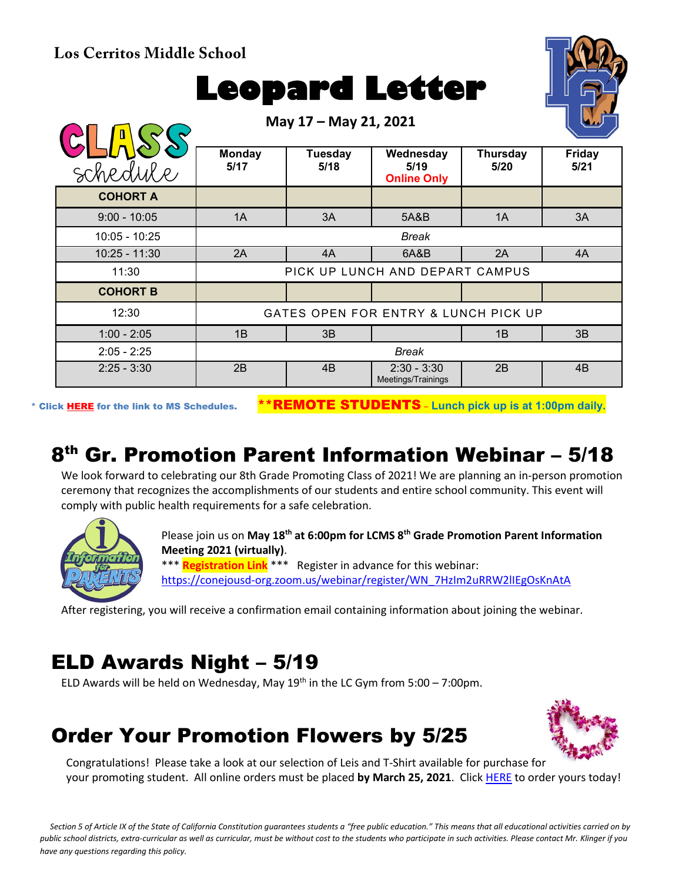**Los Cerritos Middle School**

# Leopard Letter

**May 17 – May 21, 2021**

CLASS schedule

| | Monday 5/17 | Tuesday 5/18 | Wednesday 5/19 Online Only | Thursday 5/20 | Friday 5/21 |
|---|---|---|---|---|---|
| **COHORT A** | | | | | |
| 9:00 - 10:05 | 1A | 3A | 5A&B | 1A | 3A |
| 10:05 - 10:25 | *Break* | | | | |
| 10:25 - 11:30 | 2A | 4A | 6A&B | 2A | 4A |
| 11:30 | PICK UP LUNCH AND DEPART CAMPUS | | | | |
| **COHORT B** | | | | | |
| 12:30 | GATES OPEN FOR ENTRY & LUNCH PICK UP | | | | |
| 1:00 - 2:05 | 1B | 3B | | 1B | 3B |
| 2:05 - 2:25 | *Break* | | | | |
| 2:25 - 3:30 | 2B | 4B | 2:30 - 3:30 Meetings/Trainings | 2B | 4B |

* Click **HERE** for the link to MS Schedules.

****REMOTE STUDENTS** – Lunch pick up is at 1:00pm daily.**

## 8th Gr. Promotion Parent Information Webinar – 5/18

We look forward to celebrating our 8th Grade Promoting Class of 2021! We are planning an in-person promotion ceremony that recognizes the accomplishments of our students and entire school community. This event will comply with public health requirements for a safe celebration.

Please join us on **May 18th at 6:00pm for LCMS 8th Grade Promotion Parent Information Meeting 2021 (virtually)**.

*** **Registration Link** *** Register in advance for this webinar:
https://conejousd-org.zoom.us/webinar/register/WN_7HzIm2uRRW2lIEgOsKnAtA

After registering, you will receive a confirmation email containing information about joining the webinar.

## ELD Awards Night – 5/19

ELD Awards will be held on Wednesday, May 19th in the LC Gym from 5:00 – 7:00pm.

## Order Your Promotion Flowers by 5/25

Congratulations! Please take a look at our selection of Leis and T-Shirt available for purchase for your promoting student. All online orders must be placed **by March 25, 2021**. Click HERE to order yours today!

*Section 5 of Article IX of the State of California Constitution guarantees students a "free public education." This means that all educational activities carried on by public school districts, extra-curricular as well as curricular, must be without cost to the students who participate in such activities. Please contact Mr. Klinger if you have any questions regarding this policy.*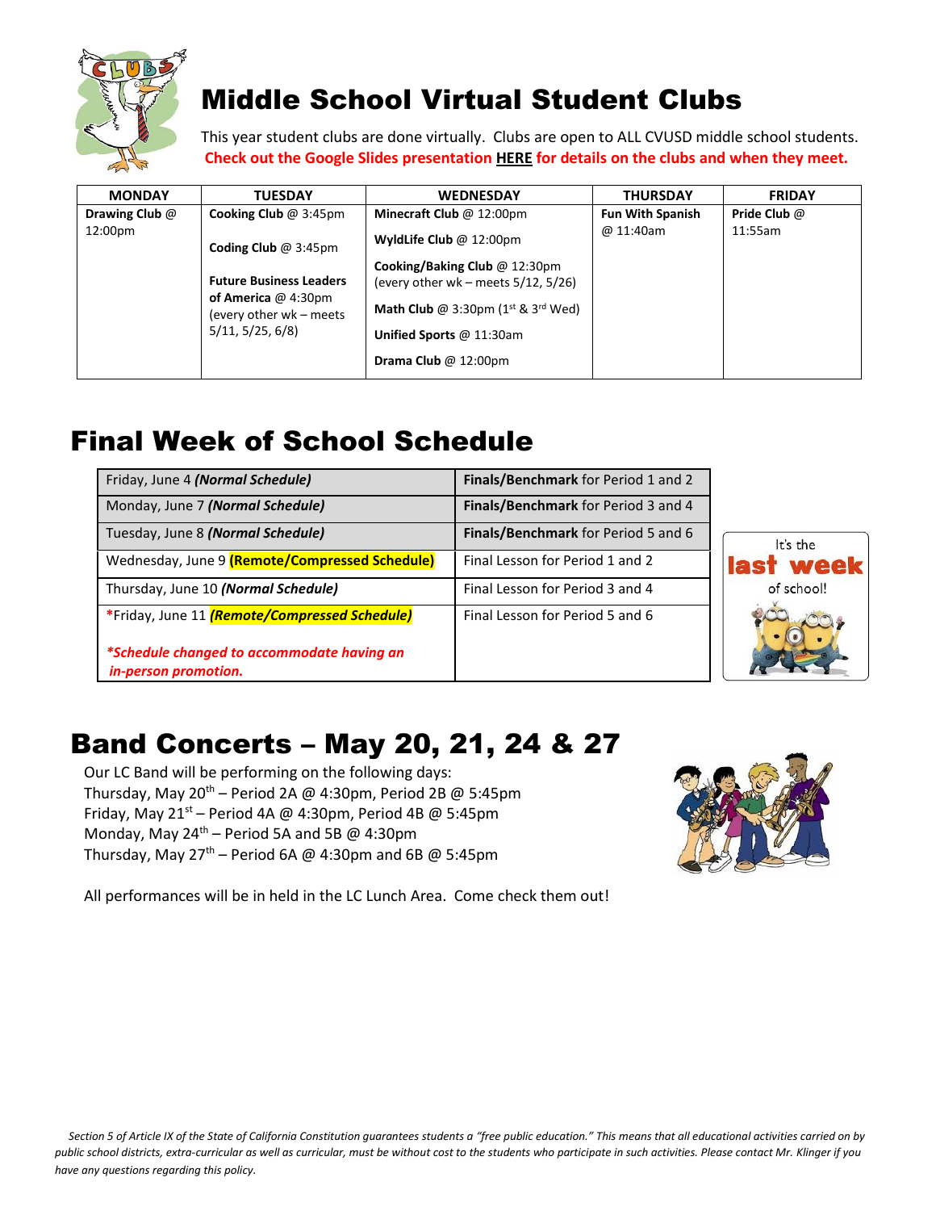# Middle School Virtual Student Clubs

This year student clubs are done virtually. Clubs are open to ALL CVUSD middle school students. **Check out the Google Slides presentation HERE for details on the clubs and when they meet.**

| MONDAY | TUESDAY | WEDNESDAY | THURSDAY | FRIDAY |
|---|---|---|---|---|
| **Drawing Club** @ 12:00pm | **Cooking Club** @ 3:45pm<br><br>**Coding Club** @ 3:45pm<br><br>**Future Business Leaders of America** @ 4:30pm (every other wk – meets 5/11, 5/25, 6/8) | **Minecraft Club** @ 12:00pm<br><br>**WyldLife Club** @ 12:00pm<br><br>**Cooking/Baking Club** @ 12:30pm (every other wk – meets 5/12, 5/26)<br><br>**Math Club** @ 3:30pm (1st & 3rd Wed)<br><br>**Unified Sports** @ 11:30am<br><br>**Drama Club** @ 12:00pm | **Fun With Spanish** @ 11:40am | **Pride Club** @ 11:55am |

# Final Week of School Schedule

| | |
|---|---|
| Friday, June 4 ***(Normal Schedule)*** | **Finals/Benchmark** for Period 1 and 2 |
| Monday, June 7 ***(Normal Schedule)*** | **Finals/Benchmark** for Period 3 and 4 |
| Tuesday, June 8 ***(Normal Schedule)*** | **Finals/Benchmark** for Period 5 and 6 |
| Wednesday, June 9 **(Remote/Compressed Schedule)** | Final Lesson for Period 1 and 2 |
| Thursday, June 10 ***(Normal Schedule)*** | Final Lesson for Period 3 and 4 |
| *Friday, June 11 ***(Remote/Compressed Schedule)***<br><br>***\*Schedule changed to accommodate having an in-person promotion.*** | Final Lesson for Period 5 and 6 |

It's the **last week** of school!

# Band Concerts – May 20, 21, 24 & 27

Our LC Band will be performing on the following days:
Thursday, May 20th – Period 2A @ 4:30pm, Period 2B @ 5:45pm
Friday, May 21st – Period 4A @ 4:30pm, Period 4B @ 5:45pm
Monday, May 24th – Period 5A and 5B @ 4:30pm
Thursday, May 27th – Period 6A @ 4:30pm and 6B @ 5:45pm

All performances will be in held in the LC Lunch Area. Come check them out!

*Section 5 of Article IX of the State of California Constitution guarantees students a "free public education." This means that all educational activities carried on by public school districts, extra-curricular as well as curricular, must be without cost to the students who participate in such activities. Please contact Mr. Klinger if you have any questions regarding this policy.*